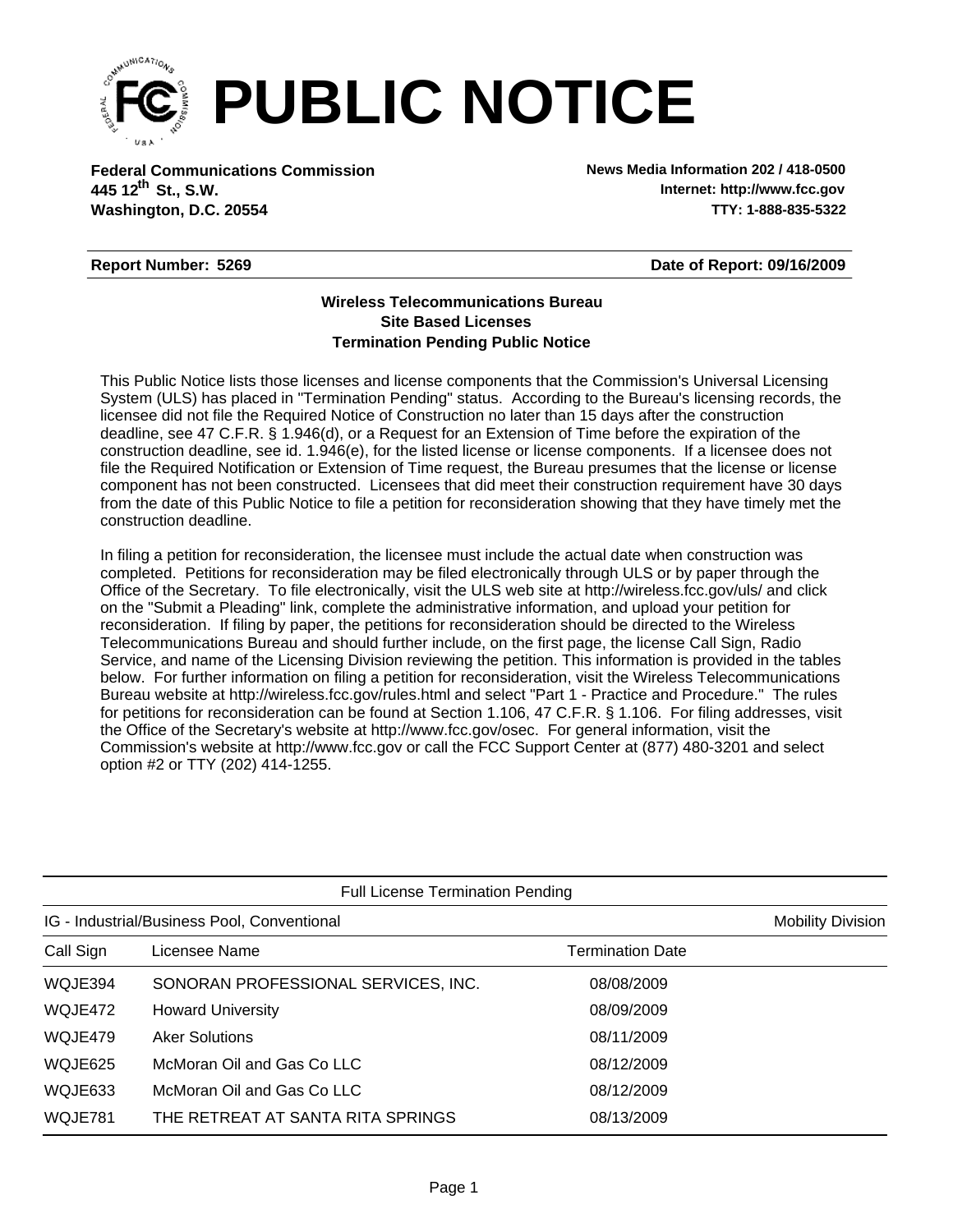# PUBLIC NOTICE

**Federal Communications Commission**
**445 12th St., S.W.**
**Washington, D.C. 20554**

**News Media Information 202 / 418-0500**
**Internet: http://www.fcc.gov**
**TTY: 1-888-835-5322**

**Report Number: 5269** **Date of Report: 09/16/2009**

**Wireless Telecommunications Bureau**
**Site Based Licenses**
**Termination Pending Public Notice**

This Public Notice lists those licenses and license components that the Commission's Universal Licensing System (ULS) has placed in "Termination Pending" status. According to the Bureau's licensing records, the licensee did not file the Required Notice of Construction no later than 15 days after the construction deadline, see 47 C.F.R. § 1.946(d), or a Request for an Extension of Time before the expiration of the construction deadline, see id. 1.946(e), for the listed license or license components. If a licensee does not file the Required Notification or Extension of Time request, the Bureau presumes that the license or license component has not been constructed. Licensees that did meet their construction requirement have 30 days from the date of this Public Notice to file a petition for reconsideration showing that they have timely met the construction deadline.

In filing a petition for reconsideration, the licensee must include the actual date when construction was completed. Petitions for reconsideration may be filed electronically through ULS or by paper through the Office of the Secretary. To file electronically, visit the ULS web site at http://wireless.fcc.gov/uls/ and click on the "Submit a Pleading" link, complete the administrative information, and upload your petition for reconsideration. If filing by paper, the petitions for reconsideration should be directed to the Wireless Telecommunications Bureau and should further include, on the first page, the license Call Sign, Radio Service, and name of the Licensing Division reviewing the petition. This information is provided in the tables below. For further information on filing a petition for reconsideration, visit the Wireless Telecommunications Bureau website at http://wireless.fcc.gov/rules.html and select "Part 1 - Practice and Procedure." The rules for petitions for reconsideration can be found at Section 1.106, 47 C.F.R. § 1.106. For filing addresses, visit the Office of the Secretary's website at http://www.fcc.gov/osec. For general information, visit the Commission's website at http://www.fcc.gov or call the FCC Support Center at (877) 480-3201 and select option #2 or TTY (202) 414-1255.

Full License Termination Pending

IG - Industrial/Business Pool, Conventional — Mobility Division

| Call Sign | Licensee Name | Termination Date |
| --- | --- | --- |
| WQJE394 | SONORAN PROFESSIONAL SERVICES, INC. | 08/08/2009 |
| WQJE472 | Howard University | 08/09/2009 |
| WQJE479 | Aker Solutions | 08/11/2009 |
| WQJE625 | McMoran Oil and Gas Co LLC | 08/12/2009 |
| WQJE633 | McMoran Oil and Gas Co LLC | 08/12/2009 |
| WQJE781 | THE RETREAT AT SANTA RITA SPRINGS | 08/13/2009 |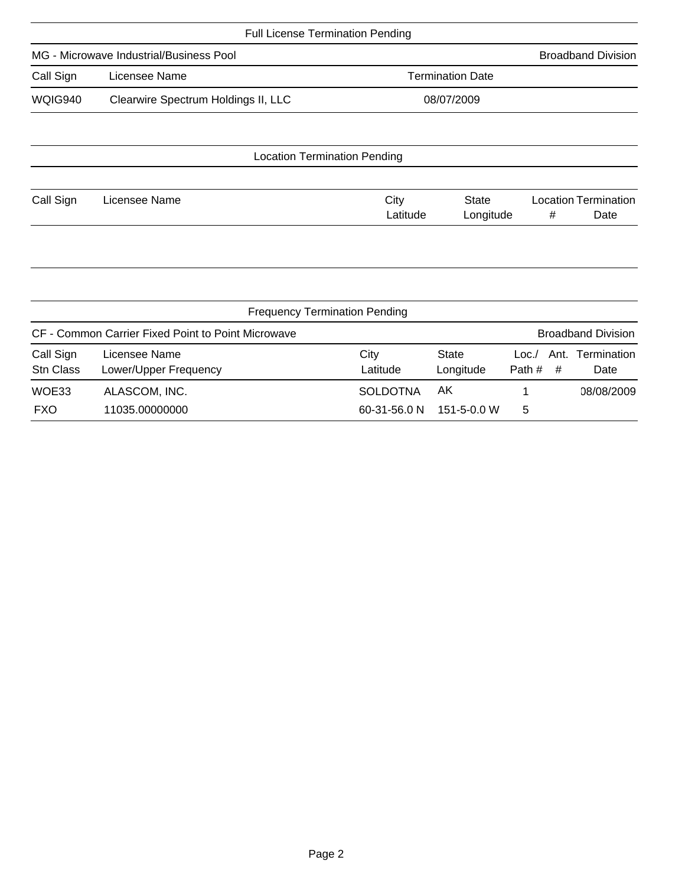## Full License Termination Pending

MG - Microwave Industrial/Business Pool — Broadband Division

| Call Sign | Licensee Name | Termination Date |
|---|---|---|
| WQIG940 | Clearwire Spectrum Holdings II, LLC | 08/07/2009 |

## Location Termination Pending

| Call Sign | Licensee Name | City / Latitude | State / Longitude | Location # | Termination Date |
|---|---|---|---|---|---|

## Frequency Termination Pending

CF - Common Carrier Fixed Point to Point Microwave — Broadband Division

| Call Sign / Stn Class | Licensee Name / Lower/Upper Frequency | City / Latitude | State / Longitude | Loc./ Path # | Ant. # | Termination Date |
|---|---|---|---|---|---|---|
| WOE33 | ALASCOM, INC. | SOLDOTNA | AK | 1 | | 08/08/2009 |
| FXO | 11035.00000000 | 60-31-56.0 N | 151-5-0.0 W | 5 | | |